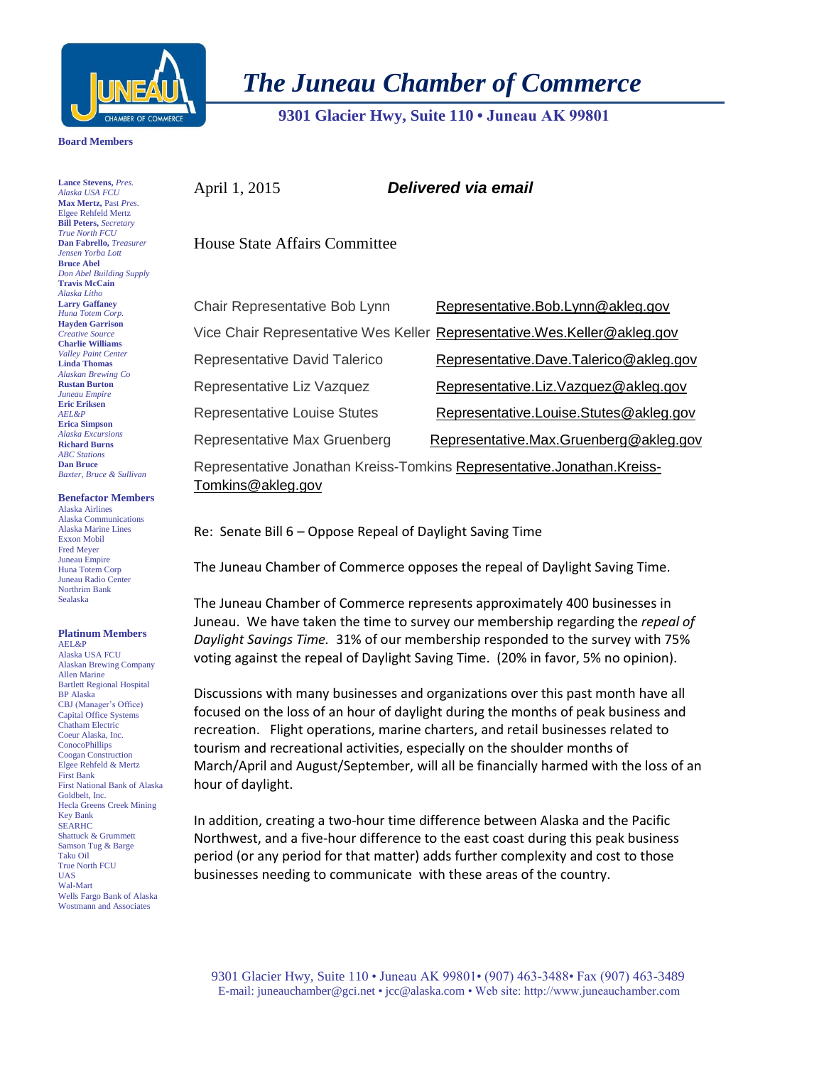# *The Juneau Chamber of Commerce*

**9301 Glacier Hwy, Suite 110 • Juneau AK 99801**

**Board Members**

**Lance Stevens,** *Pres.*
*Alaska USA FCU*
**Max Mertz,** Past *Pres.*
Elgee Rehfeld Mertz
**Bill Peters,** *Secretary*
*True North FCU*
**Dan Fabrello,** *Treasurer*
*Jensen Yorba Lott*
**Bruce Abel**
*Don Abel Building Supply*
**Travis McCain**
*Alaska Litho*
**Larry Gaffaney**
*Huna Totem Corp.*
**Hayden Garrison**
*Creative Source*
**Charlie Williams**
*Valley Paint Center*
**Linda Thomas**
*Alaskan Brewing Co*
**Rustan Burton**
*Juneau Empire*
**Eric Eriksen**
*AEL&P*
**Erica Simpson**
*Alaska Excursions*
**Richard Burns**
*ABC Stations*
**Dan Bruce**
*Baxter, Bruce & Sullivan*

**Benefactor Members**
Alaska Airlines
Alaska Communications
Alaska Marine Lines
Exxon Mobil
Fred Meyer
Juneau Empire
Huna Totem Corp
Juneau Radio Center
Northrim Bank
Sealaska

**Platinum Members**
AEL&P
Alaska USA FCU
Alaskan Brewing Company
Allen Marine
Bartlett Regional Hospital
BP Alaska
CBJ (Manager's Office)
Capital Office Systems
Chatham Electric
Coeur Alaska, Inc.
ConocoPhillips
Coogan Construction
Elgee Rehfeld & Mertz
First Bank
First National Bank of Alaska
Goldbelt, Inc.
Hecla Greens Creek Mining
Key Bank
SEARHC
Shattuck & Grummett
Samson Tug & Barge
Taku Oil
True North FCU
UAS
Wal-Mart
Wells Fargo Bank of Alaska
Wostmann and Associates

April 1, 2015 ***Delivered via email***

House State Affairs Committee

| | |
|---|---|
| Chair Representative Bob Lynn | Representative.Bob.Lynn@akleg.gov |
| Vice Chair Representative Wes Keller | Representative.Wes.Keller@akleg.gov |
| Representative David Talerico | Representative.Dave.Talerico@akleg.gov |
| Representative Liz Vazquez | Representative.Liz.Vazquez@akleg.gov |
| Representative Louise Stutes | Representative.Louise.Stutes@akleg.gov |
| Representative Max Gruenberg | Representative.Max.Gruenberg@akleg.gov |
| Representative Jonathan Kreiss-Tomkins | Representative.Jonathan.Kreiss-Tomkins@akleg.gov |

Re: Senate Bill 6 – Oppose Repeal of Daylight Saving Time

The Juneau Chamber of Commerce opposes the repeal of Daylight Saving Time.

The Juneau Chamber of Commerce represents approximately 400 businesses in Juneau. We have taken the time to survey our membership regarding the *repeal of Daylight Savings Time.* 31% of our membership responded to the survey with 75% voting against the repeal of Daylight Saving Time. (20% in favor, 5% no opinion).

Discussions with many businesses and organizations over this past month have all focused on the loss of an hour of daylight during the months of peak business and recreation. Flight operations, marine charters, and retail businesses related to tourism and recreational activities, especially on the shoulder months of March/April and August/September, will all be financially harmed with the loss of an hour of daylight.

In addition, creating a two-hour time difference between Alaska and the Pacific Northwest, and a five-hour difference to the east coast during this peak business period (or any period for that matter) adds further complexity and cost to those businesses needing to communicate with these areas of the country.

9301 Glacier Hwy, Suite 110 • Juneau AK 99801• (907) 463-3488• Fax (907) 463-3489
E-mail: juneauchamber@gci.net • jcc@alaska.com • Web site: http://www.juneauchamber.com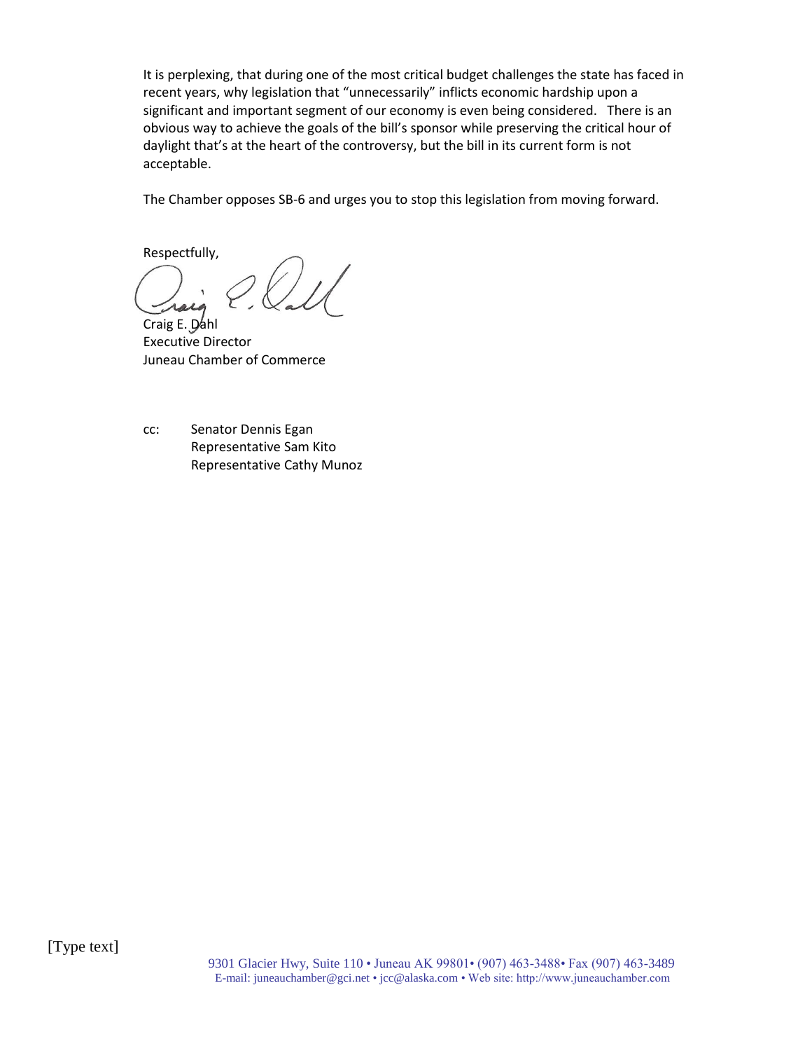It is perplexing, that during one of the most critical budget challenges the state has faced in recent years, why legislation that "unnecessarily" inflicts economic hardship upon a significant and important segment of our economy is even being considered. There is an obvious way to achieve the goals of the bill's sponsor while preserving the critical hour of daylight that's at the heart of the controversy, but the bill in its current form is not acceptable.

The Chamber opposes SB-6 and urges you to stop this legislation from moving forward.

Respectfully,

Craig E. Dahl
Executive Director
Juneau Chamber of Commerce

cc: Senator Dennis Egan
Representative Sam Kito
Representative Cathy Munoz

[Type text]

9301 Glacier Hwy, Suite 110 • Juneau AK 99801• (907) 463-3488• Fax (907) 463-3489
E-mail: juneauchamber@gci.net • jcc@alaska.com • Web site: http://www.juneauchamber.com